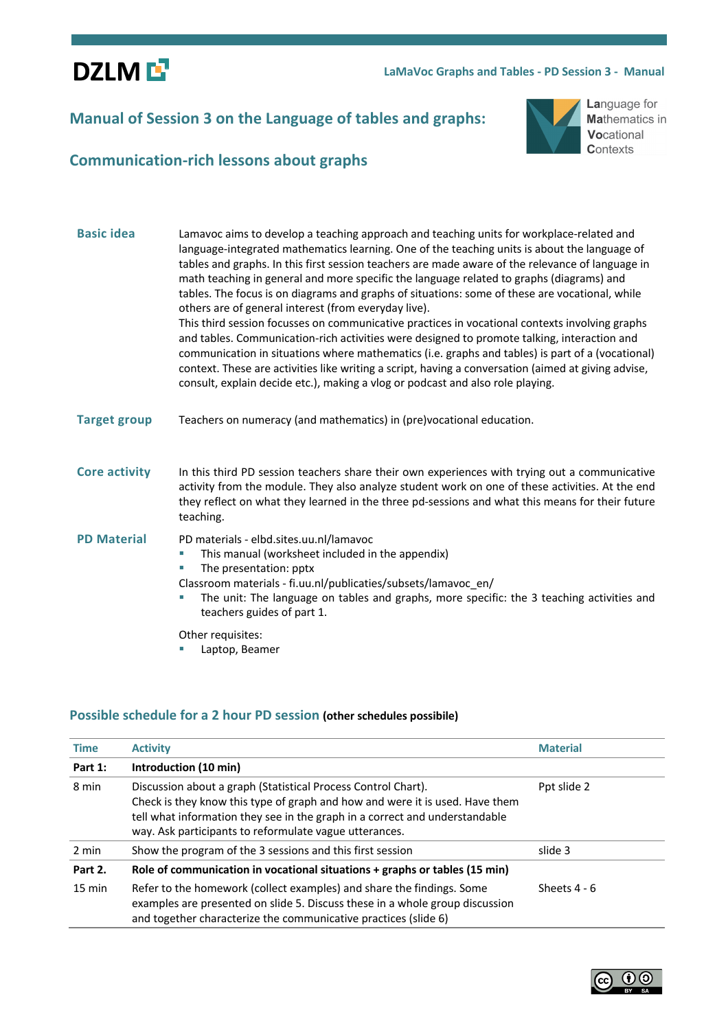# Manual of Session 3 on the Language of tables and graphs:

## Communication-rich lessons about graphs

**Basic idea**

Lamavoc aims to develop a teaching approach and teaching units for workplace-related and language-integrated mathematics learning. One of the teaching units is about the language of tables and graphs. In this first session teachers are made aware of the relevance of language in math teaching in general and more specific the language related to graphs (diagrams) and tables. The focus is on diagrams and graphs of situations: some of these are vocational, while others are of general interest (from everyday live).

This third session focusses on communicative practices in vocational contexts involving graphs and tables. Communication-rich activities were designed to promote talking, interaction and communication in situations where mathematics (i.e. graphs and tables) is part of a (vocational) context. These are activities like writing a script, having a conversation (aimed at giving advise, consult, explain decide etc.), making a vlog or podcast and also role playing.

**Target group**

Teachers on numeracy (and mathematics) in (pre)vocational education.

**Core activity**

In this third PD session teachers share their own experiences with trying out a communicative activity from the module. They also analyze student work on one of these activities. At the end they reflect on what they learned in the three pd-sessions and what this means for their future teaching.

**PD Material**

PD materials - elbd.sites.uu.nl/lamavoc

- This manual (worksheet included in the appendix)
- The presentation: pptx

Classroom materials - fi.uu.nl/publicaties/subsets/lamavoc_en/

- The unit: The language on tables and graphs, more specific: the 3 teaching activities and teachers guides of part 1.

Other requisites:

- Laptop, Beamer

## Possible schedule for a 2 hour PD session (other schedules possibile)

| Time | Activity | Material |
|---|---|---|
| **Part 1:** | **Introduction (10 min)** | |
| 8 min | Discussion about a graph (Statistical Process Control Chart).<br>Check is they know this type of graph and how and were it is used. Have them tell what information they see in the graph in a correct and understandable way. Ask participants to reformulate vague utterances. | Ppt slide 2 |
| 2 min | Show the program of the 3 sessions and this first session | slide 3 |
| **Part 2.** | **Role of communication in vocational situations + graphs or tables (15 min)** | |
| 15 min | Refer to the homework (collect examples) and share the findings. Some examples are presented on slide 5. Discuss these in a whole group discussion and together characterize the communicative practices (slide 6) | Sheets 4 - 6 |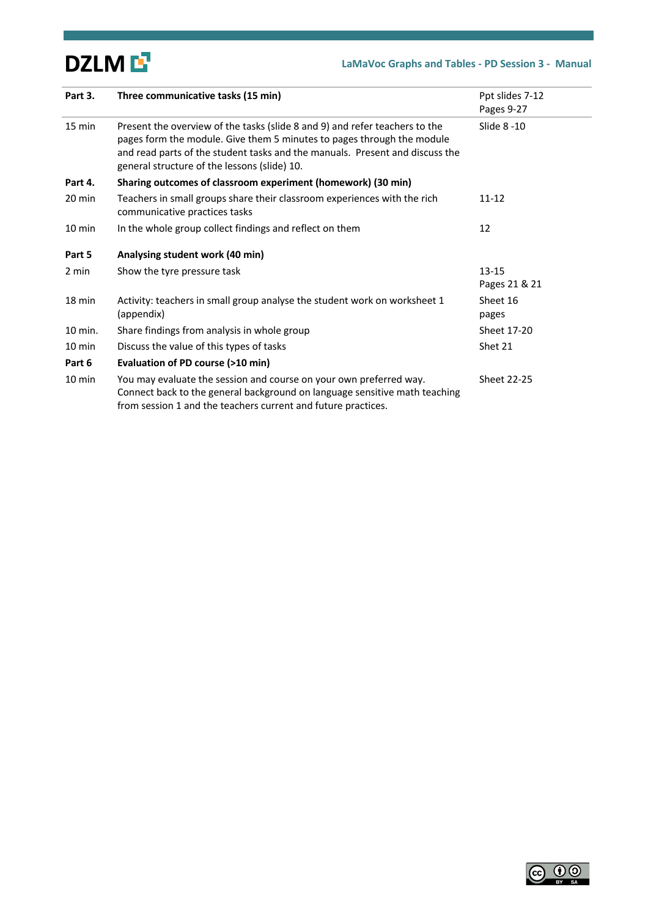| Part 3. | Three communicative tasks (15 min) | Ppt slides 7-12<br>Pages 9-27 |
|---|---|---|
| 15 min | Present the overview of the tasks (slide 8 and 9) and refer teachers to the pages form the module. Give them 5 minutes to pages through the module and read parts of the student tasks and the manuals. Present and discuss the general structure of the lessons (slide) 10. | Slide 8 -10 |
| **Part 4.** | **Sharing outcomes of classroom experiment (homework) (30 min)** | |
| 20 min | Teachers in small groups share their classroom experiences with the rich communicative practices tasks | 11-12 |
| 10 min | In the whole group collect findings and reflect on them | 12 |
| **Part 5** | **Analysing student work (40 min)** | |
| 2 min | Show the tyre pressure task | 13-15<br>Pages 21 & 21 |
| 18 min | Activity: teachers in small group analyse the student work on worksheet 1 (appendix) | Sheet 16<br>pages |
| 10 min. | Share findings from analysis in whole group | Sheet 17-20 |
| 10 min | Discuss the value of this types of tasks | Shet 21 |
| **Part 6** | **Evaluation of PD course (>10 min)** | |
| 10 min | You may evaluate the session and course on your own preferred way. Connect back to the general background on language sensitive math teaching from session 1 and the teachers current and future practices. | Sheet 22-25 |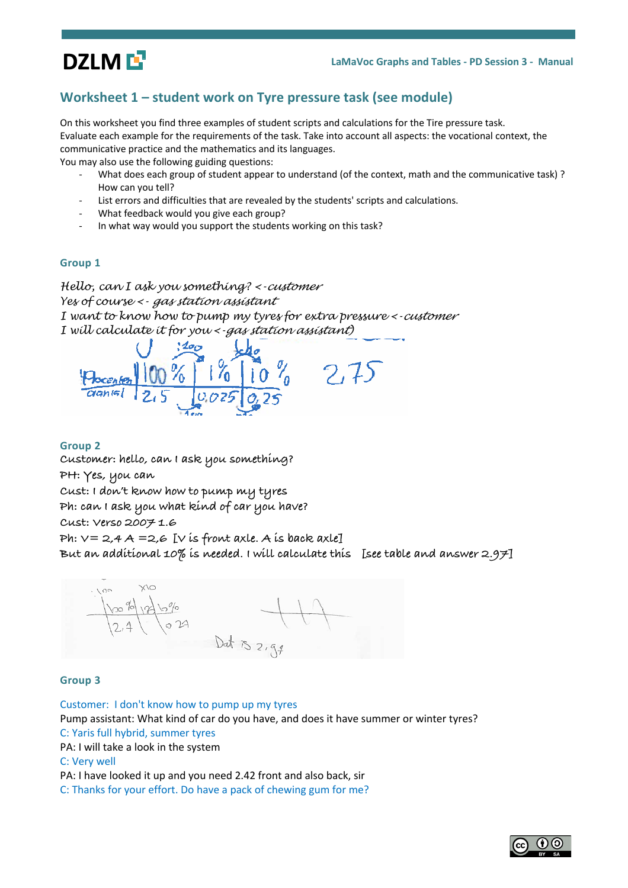## Worksheet 1 – student work on Tyre pressure task (see module)

On this worksheet you find three examples of student scripts and calculations for the Tire pressure task. Evaluate each example for the requirements of the task. Take into account all aspects: the vocational context, the communicative practice and the mathematics and its languages.

You may also use the following guiding questions:

- What does each group of student appear to understand (of the context, math and the communicative task) ? How can you tell?
- List errors and difficulties that are revealed by the students' scripts and calculations.
- What feedback would you give each group?
- In what way would you support the students working on this task?

### Group 1

*Hello, can I ask you something? <-customer*
*Yes of course <- gas station assistant*
*I want to know how to pump my tyres for extra pressure <-customer*
*I will calculate it for you <-gas station assistant)*

| Procenten | 100 % | 1 % | 10 % |
|---|---|---|---|
| aantal | 2,5 | 0,025 | 0,25 |

:100 ; x10 ; :100 ; x10

2,75

### Group 2

Customer: hello, can I ask you something?
PH: Yes, you can
Cust: I don't know how to pump my tyres
Ph: can I ask you what kind of car you have?
Cust: Verso 2007 1.6
Ph: V= 2,4 A =2,6 [V is front axle. A is back axle]
But an additional 10% is needed. I will calculate this [see table and answer 2.97]

| 100 % | 10 % | 10 % |
|---|---|---|
| 2,4 | | 0,24 |

:100 ; x10

Dat is 2,97

### Group 3

Customer: I don't know how to pump up my tyres
Pump assistant: What kind of car do you have, and does it have summer or winter tyres?
C: Yaris full hybrid, summer tyres
PA: I will take a look in the system
C: Very well
PA: I have looked it up and you need 2.42 front and also back, sir
C: Thanks for your effort. Do have a pack of chewing gum for me?